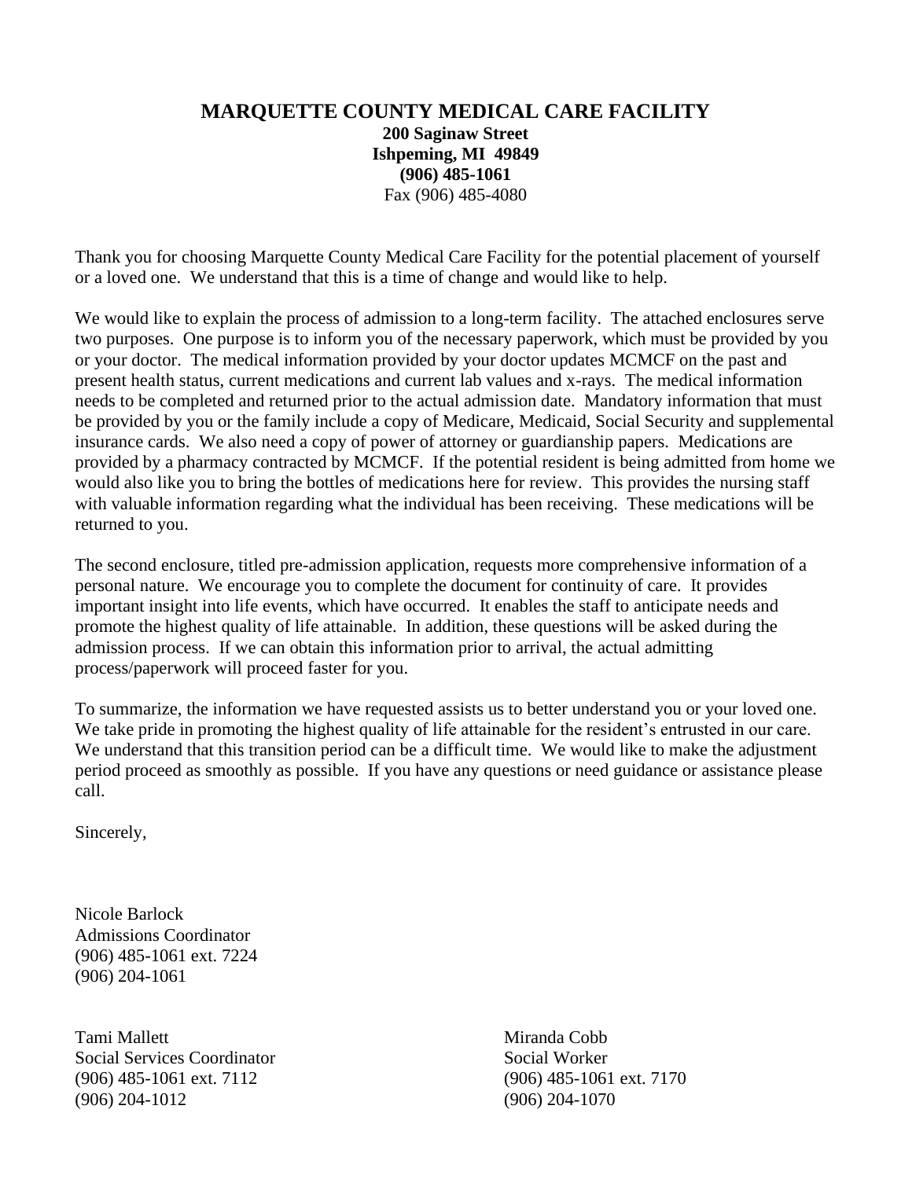# MARQUETTE COUNTY MEDICAL CARE FACILITY

**200 Saginaw Street**
**Ishpeming, MI 49849**
**(906) 485-1061**
Fax (906) 485-4080

Thank you for choosing Marquette County Medical Care Facility for the potential placement of yourself or a loved one. We understand that this is a time of change and would like to help.

We would like to explain the process of admission to a long-term facility. The attached enclosures serve two purposes. One purpose is to inform you of the necessary paperwork, which must be provided by you or your doctor. The medical information provided by your doctor updates MCMCF on the past and present health status, current medications and current lab values and x-rays. The medical information needs to be completed and returned prior to the actual admission date. Mandatory information that must be provided by you or the family include a copy of Medicare, Medicaid, Social Security and supplemental insurance cards. We also need a copy of power of attorney or guardianship papers. Medications are provided by a pharmacy contracted by MCMCF. If the potential resident is being admitted from home we would also like you to bring the bottles of medications here for review. This provides the nursing staff with valuable information regarding what the individual has been receiving. These medications will be returned to you.

The second enclosure, titled pre-admission application, requests more comprehensive information of a personal nature. We encourage you to complete the document for continuity of care. It provides important insight into life events, which have occurred. It enables the staff to anticipate needs and promote the highest quality of life attainable. In addition, these questions will be asked during the admission process. If we can obtain this information prior to arrival, the actual admitting process/paperwork will proceed faster for you.

To summarize, the information we have requested assists us to better understand you or your loved one. We take pride in promoting the highest quality of life attainable for the resident's entrusted in our care. We understand that this transition period can be a difficult time. We would like to make the adjustment period proceed as smoothly as possible. If you have any questions or need guidance or assistance please call.

Sincerely,

Nicole Barlock
Admissions Coordinator
(906) 485-1061 ext. 7224
(906) 204-1061

Tami Mallett
Social Services Coordinator
(906) 485-1061 ext. 7112
(906) 204-1012

Miranda Cobb
Social Worker
(906) 485-1061 ext. 7170
(906) 204-1070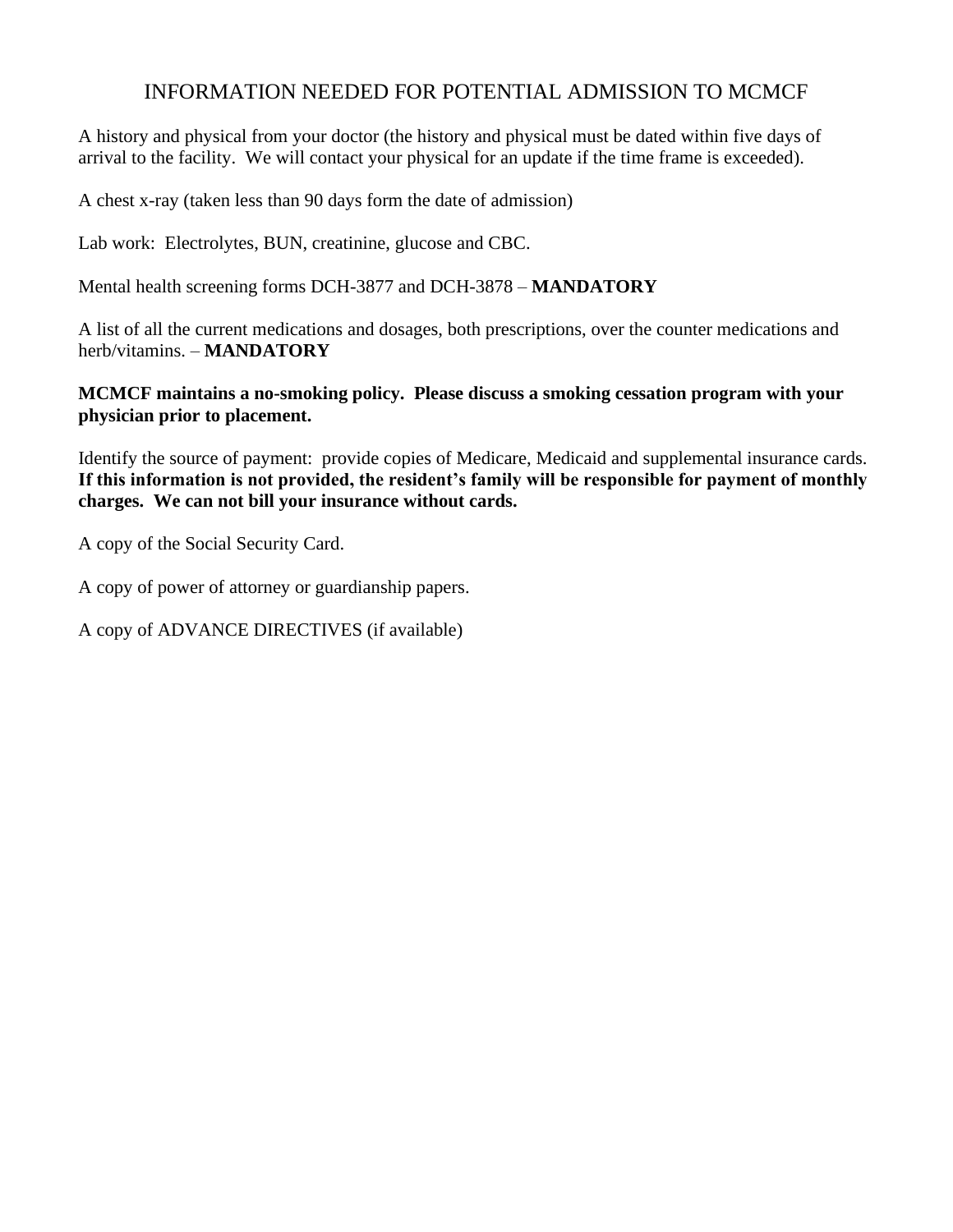# INFORMATION NEEDED FOR POTENTIAL ADMISSION TO MCMCF

A history and physical from your doctor (the history and physical must be dated within five days of arrival to the facility. We will contact your physical for an update if the time frame is exceeded).

A chest x-ray (taken less than 90 days form the date of admission)

Lab work: Electrolytes, BUN, creatinine, glucose and CBC.

Mental health screening forms DCH-3877 and DCH-3878 – **MANDATORY**

A list of all the current medications and dosages, both prescriptions, over the counter medications and herb/vitamins. – **MANDATORY**

**MCMCF maintains a no-smoking policy. Please discuss a smoking cessation program with your physician prior to placement.**

Identify the source of payment: provide copies of Medicare, Medicaid and supplemental insurance cards. **If this information is not provided, the resident's family will be responsible for payment of monthly charges. We can not bill your insurance without cards.**

A copy of the Social Security Card.

A copy of power of attorney or guardianship papers.

A copy of ADVANCE DIRECTIVES (if available)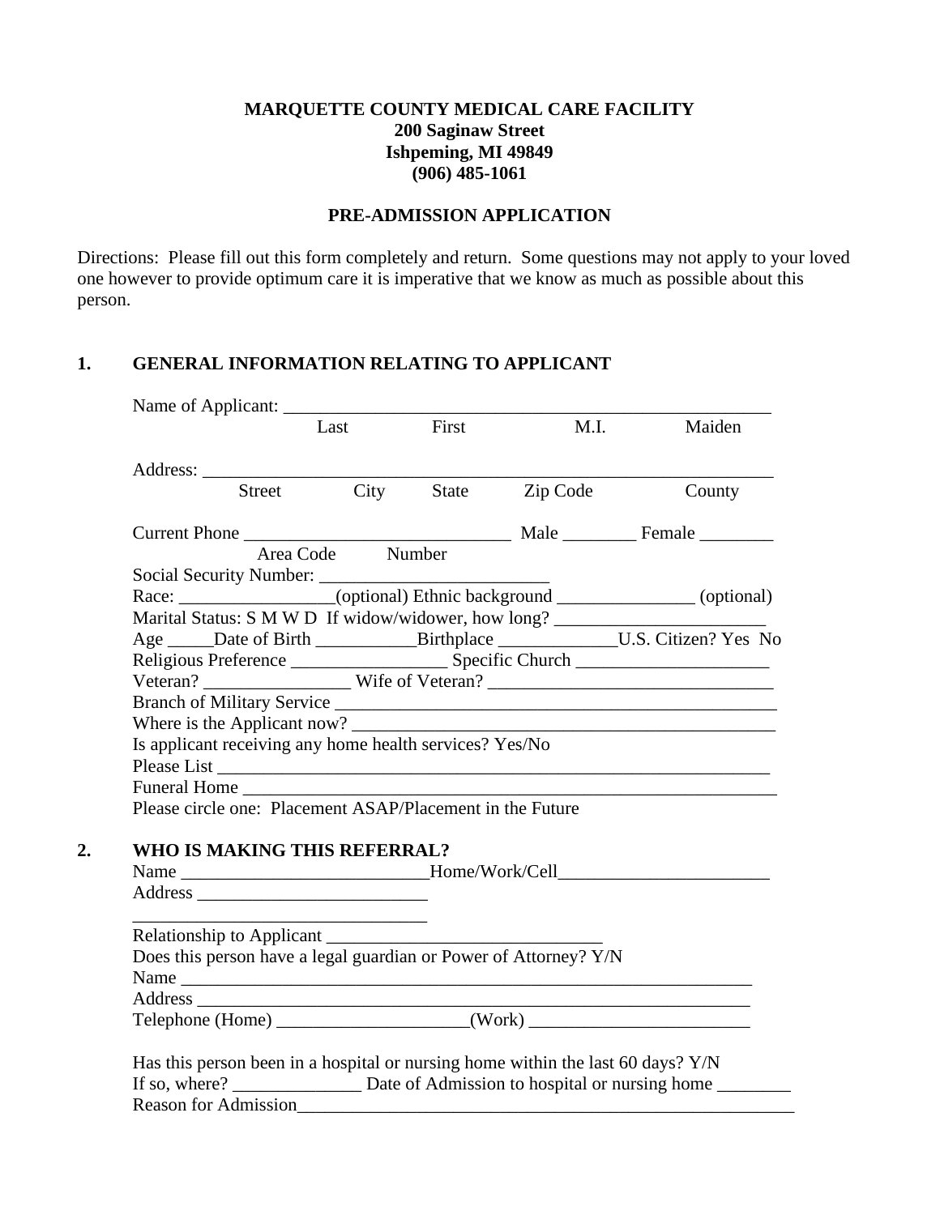**MARQUETTE COUNTY MEDICAL CARE FACILITY**
**200 Saginaw Street**
**Ishpeming, MI 49849**
**(906) 485-1061**

**PRE-ADMISSION APPLICATION**

Directions: Please fill out this form completely and return. Some questions may not apply to your loved one however to provide optimum care it is imperative that we know as much as possible about this person.

## 1. GENERAL INFORMATION RELATING TO APPLICANT

Name of Applicant: _______________________________________________________
Last First M.I. Maiden

Address: _______________________________________________________________
Street City State Zip Code County

Current Phone _____________________________ Male ________ Female ________
Area Code Number

Social Security Number: _________________________

Race: _________________(optional) Ethnic background _______________ (optional)

Marital Status: S M W D If widow/widower, how long? _______________________

Age _____Date of Birth ___________Birthplace _____________U.S. Citizen? Yes No

Religious Preference _________________ Specific Church _____________________

Veteran? ________________ Wife of Veteran? _______________________________

Branch of Military Service ________________________________________________

Where is the Applicant now? ______________________________________________

Is applicant receiving any home health services? Yes/No

Please List _____________________________________________________________

Funeral Home ___________________________________________________________

Please circle one: Placement ASAP/Placement in the Future

## 2. WHO IS MAKING THIS REFERRAL?

Name ___________________________Home/Work/Cell_______________________

Address _________________________
_________________________________

Relationship to Applicant ______________________________

Does this person have a legal guardian or Power of Attorney? Y/N

Name _________________________________________________________________

Address _______________________________________________________________

Telephone (Home) ____________________(Work) ________________________

Has this person been in a hospital or nursing home within the last 60 days? Y/N

If so, where? ______________ Date of Admission to hospital or nursing home ________

Reason for Admission_________________________________________________________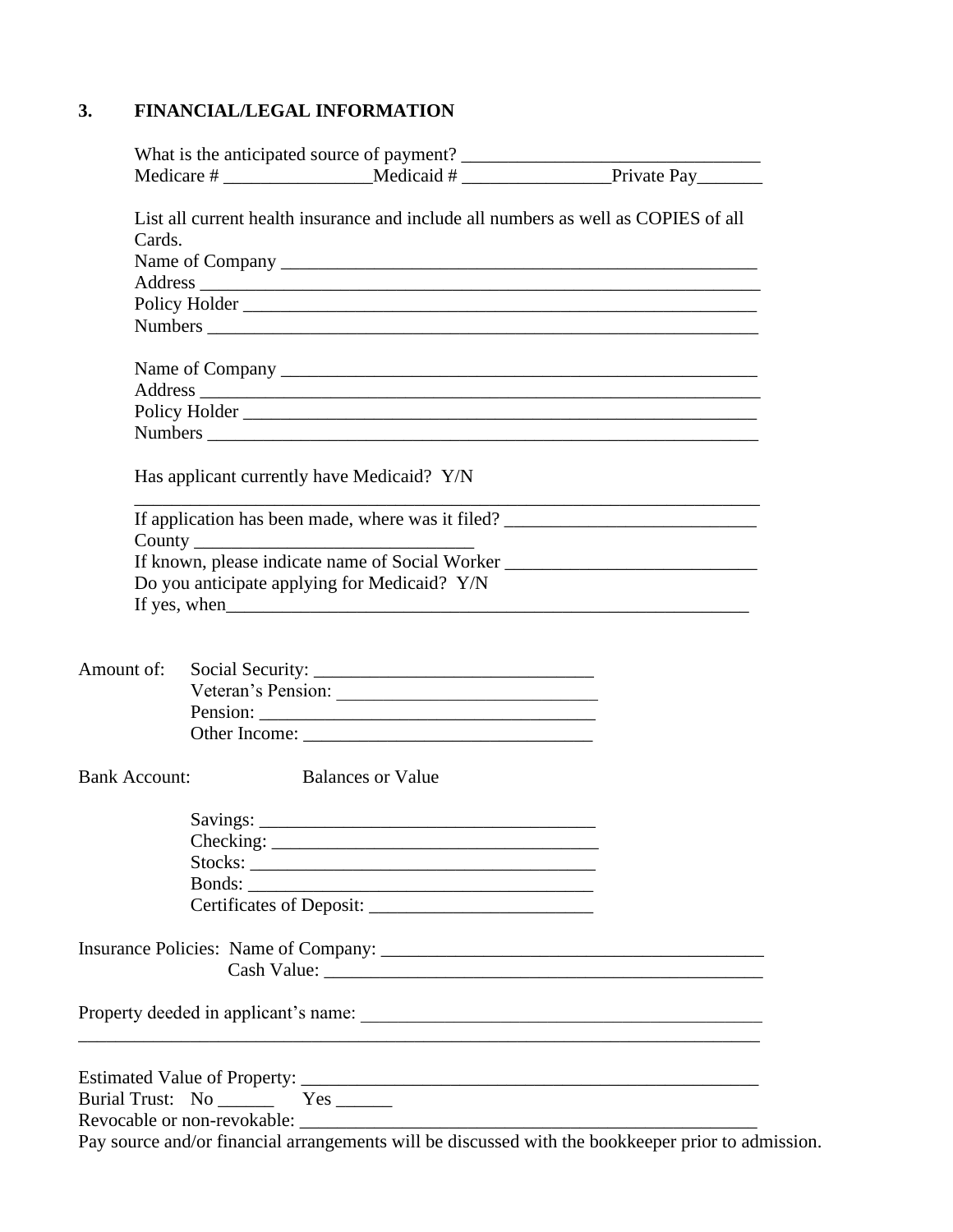## 3. FINANCIAL/LEGAL INFORMATION

What is the anticipated source of payment? ________________________________

Medicare # ________________ Medicaid # ________________ Private Pay_______

List all current health insurance and include all numbers as well as COPIES of all Cards.

Name of Company ______________________________________________________

Address ______________________________________________________________

Policy Holder __________________________________________________________

Numbers ______________________________________________________________

Name of Company ______________________________________________________

Address ______________________________________________________________

Policy Holder __________________________________________________________

Numbers ______________________________________________________________

Has applicant currently have Medicaid? Y/N

______________________________________________________________________

If application has been made, where was it filed? ___________________________

County ______________________________

If known, please indicate name of Social Worker ___________________________

Do you anticipate applying for Medicaid? Y/N

If yes, when___________________________________________________________

Amount of:

- Social Security: ______________________________
- Veteran's Pension: ___________________________
- Pension: ___________________________________
- Other Income: _______________________________

Bank Account: Balances or Value

- Savings: ___________________________________
- Checking: __________________________________
- Stocks: ____________________________________
- Bonds: _____________________________________
- Certificates of Deposit: ________________________

Insurance Policies: Name of Company: __________________________________________

Cash Value: ________________________________________________

Property deeded in applicant's name: ____________________________________________

______________________________________________________________________________

Estimated Value of Property: ___________________________________________________

Burial Trust: No ______ Yes ______

Revocable or non-revokable: ___________________________________________________

Pay source and/or financial arrangements will be discussed with the bookkeeper prior to admission.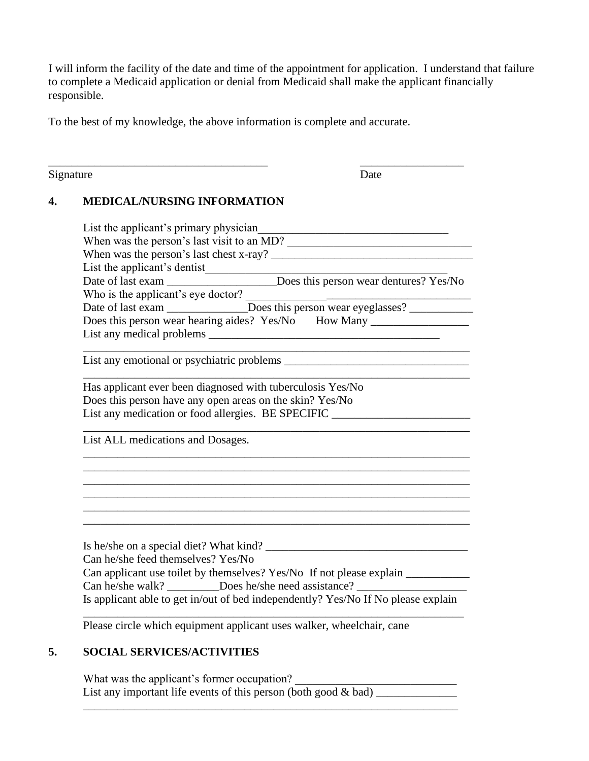I will inform the facility of the date and time of the appointment for application. I understand that failure to complete a Medicaid application or denial from Medicaid shall make the applicant financially responsible.

To the best of my knowledge, the above information is complete and accurate.

_______________________________________ __________________

Signature Date

## 4. MEDICAL/NURSING INFORMATION

List the applicant's primary physician_________________________________

When was the person's last visit to an MD? ________________________________

When was the person's last chest x-ray? ___________________________________

List the applicant's dentist_______________________________________

Date of last exam ___________________Does this person wear dentures? Yes/No

Who is the applicant's eye doctor? _______________________________________

Date of last exam ______________Does this person wear eyeglasses? ___________

Does this person wear hearing aides? Yes/No How Many _________________

List any medical problems ________________________________________

_____________________________________________________________________

List any emotional or psychiatric problems ________________________________

_____________________________________________________________________

Has applicant ever been diagnosed with tuberculosis Yes/No

Does this person have any open areas on the skin? Yes/No

List any medication or food allergies. BE SPECIFIC ________________________

_____________________________________________________________________

List ALL medications and Dosages.

_____________________________________________________________________

_____________________________________________________________________

_____________________________________________________________________

_____________________________________________________________________

_____________________________________________________________________

_____________________________________________________________________

Is he/she on a special diet? What kind? ____________________________________

Can he/she feed themselves? Yes/No

Can applicant use toilet by themselves? Yes/No If not please explain ___________

Can he/she walk? _________Does he/she need assistance? ___________________

Is applicant able to get in/out of bed independently? Yes/No If No please explain

____________________________________________________________________

Please circle which equipment applicant uses walker, wheelchair, cane

## 5. SOCIAL SERVICES/ACTIVITIES

What was the applicant's former occupation? ____________________________

List any important life events of this person (both good & bad) ______________

____________________________________________________________________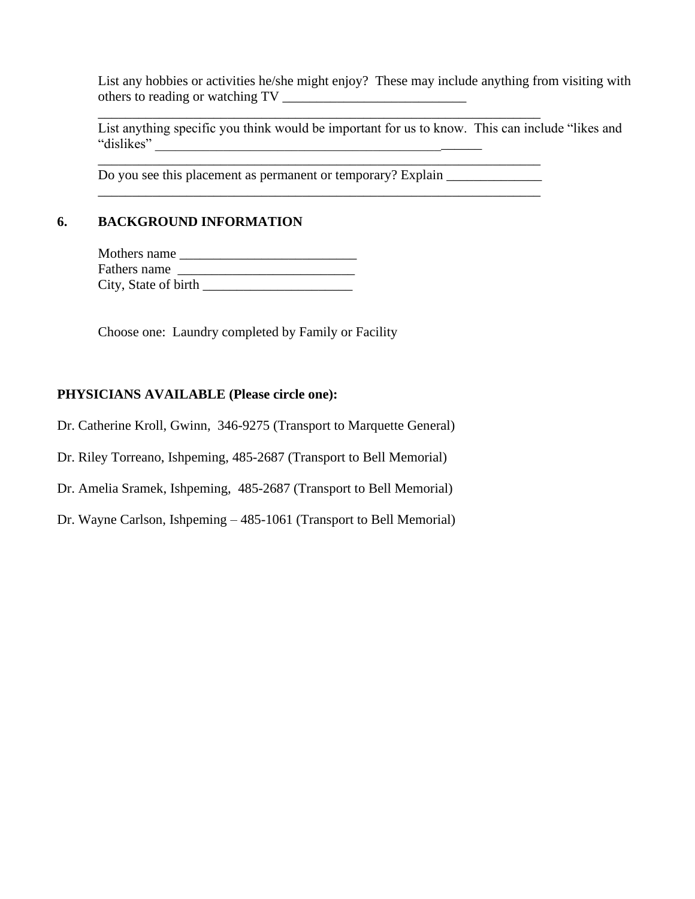List any hobbies or activities he/she might enjoy? These may include anything from visiting with others to reading or watching TV ___________________________

_________________________________________________________________

List anything specific you think would be important for us to know. This can include "likes and "dislikes" ________________________________________________

_________________________________________________________________

Do you see this placement as permanent or temporary? Explain ______________

_________________________________________________________________

## 6. BACKGROUND INFORMATION

Mothers name __________________________

Fathers name __________________________

City, State of birth ______________________

Choose one: Laundry completed by Family or Facility

**PHYSICIANS AVAILABLE (Please circle one):**

Dr. Catherine Kroll, Gwinn, 346-9275 (Transport to Marquette General)

Dr. Riley Torreano, Ishpeming, 485-2687 (Transport to Bell Memorial)

Dr. Amelia Sramek, Ishpeming, 485-2687 (Transport to Bell Memorial)

Dr. Wayne Carlson, Ishpeming – 485-1061 (Transport to Bell Memorial)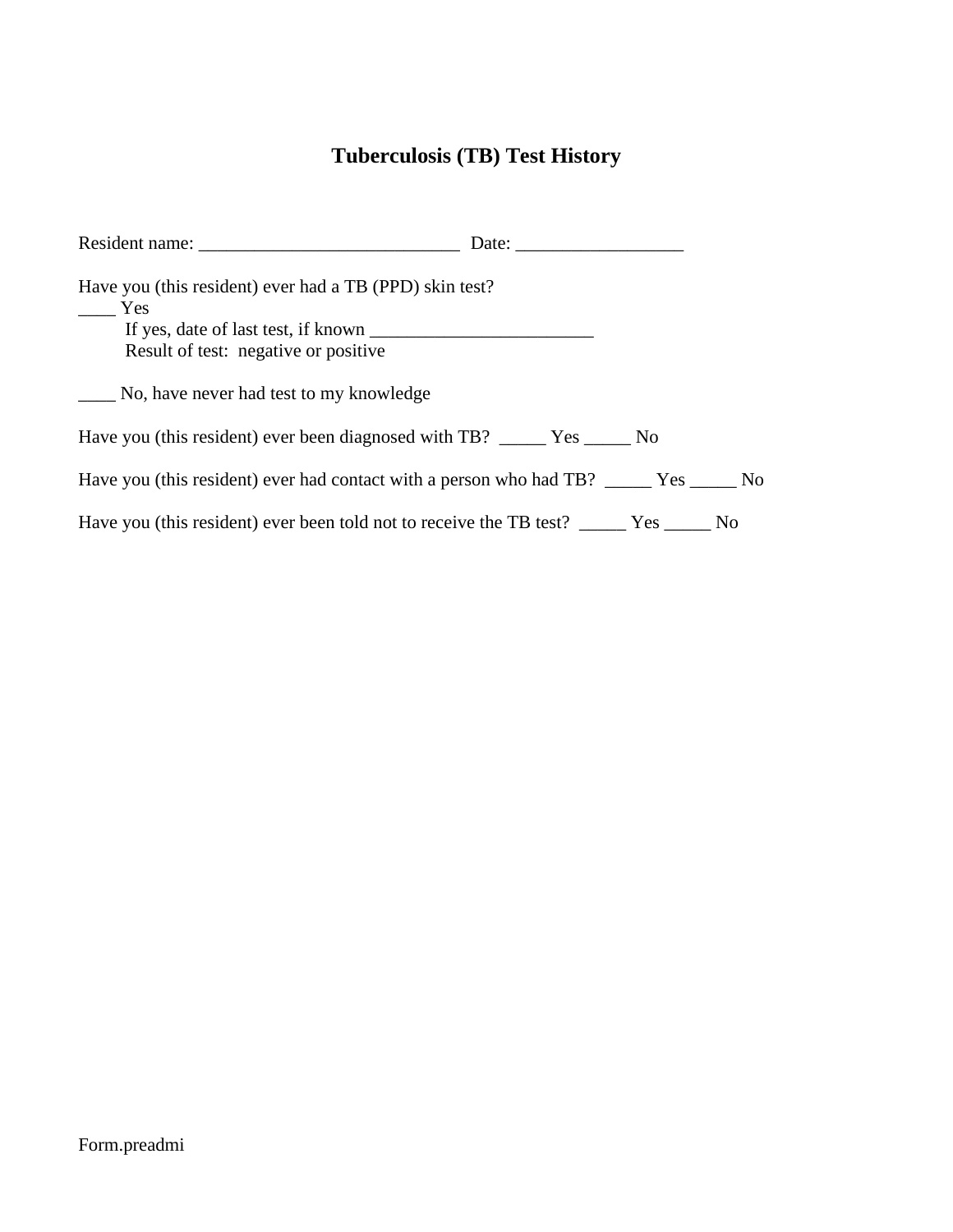# Tuberculosis (TB) Test History

Resident name: ____________________________ Date: __________________

Have you (this resident) ever had a TB (PPD) skin test?
____ Yes

If yes, date of last test, if known ________________________
Result of test: negative or positive

____ No, have never had test to my knowledge

Have you (this resident) ever been diagnosed with TB? _____ Yes _____ No

Have you (this resident) ever had contact with a person who had TB? _____ Yes _____ No

Have you (this resident) ever been told not to receive the TB test? _____ Yes _____ No

Form.preadmi